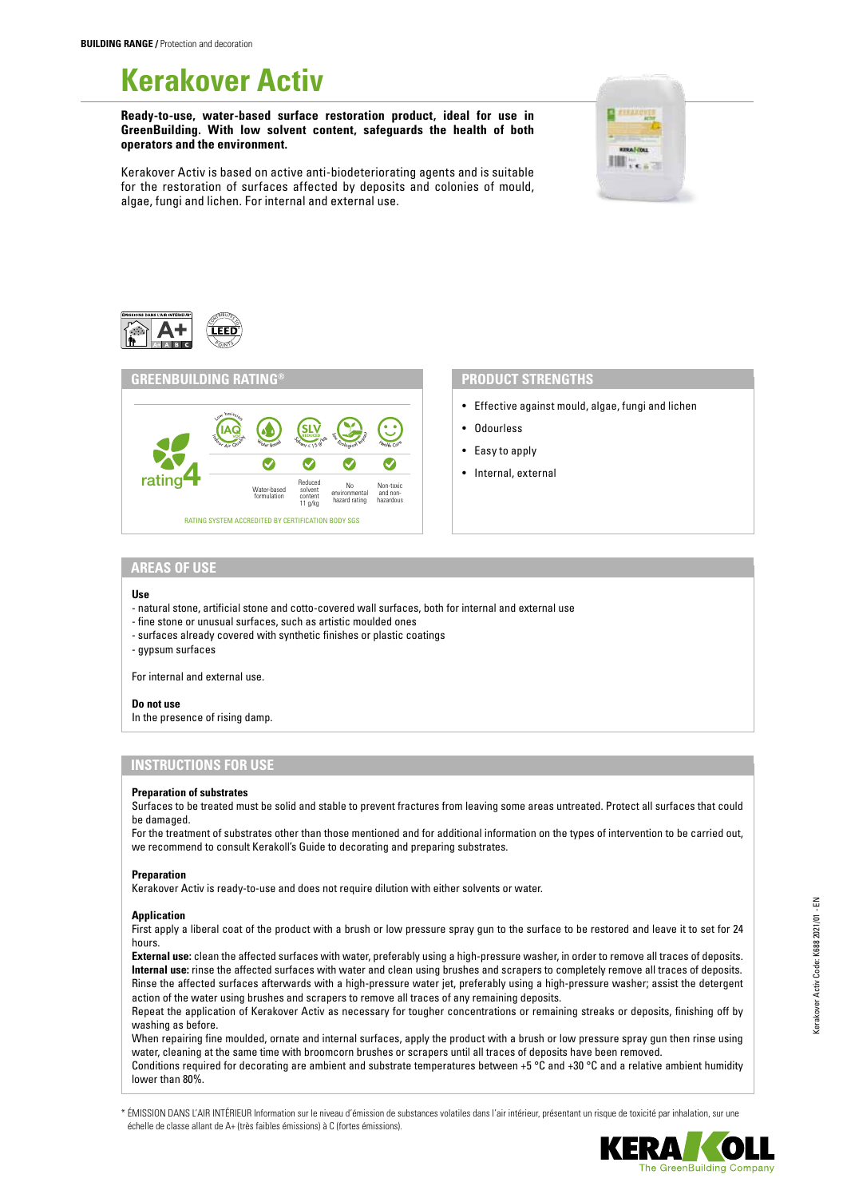**BUILDING RANGE /** Protection and decoration

# Kerakover Activ

**Ready-to-use, water-based surface restoration product, ideal for use in GreenBuilding. With low solvent content, safeguards the health of both operators and the environment.**

Kerakover Activ is based on active anti-biodeteriorating agents and is suitable for the restoration of surfaces affected by deposits and colonies of mould, algae, fungi and lichen. For internal and external use.

## GREENBUILDING RATING®

rating 4

| IAQ Low Emission Indoor Air Quality | Water Based | SLV Reduced Solvent ≤ 13 g/kg | Low Ecological Impact | Health Care |
|---|---|---|---|---|
| | ✓ | ✓ | ✓ | ✓ |
| | Water-based formulation | Reduced solvent content 11 g/kg | No environmental hazard rating | Non-toxic and non-hazardous |

RATING SYSTEM ACCREDITED BY CERTIFICATION BODY SGS

## PRODUCT STRENGTHS

- Effective against mould, algae, fungi and lichen
- Odourless
- Easy to apply
- Internal, external

## AREAS OF USE

**Use**

- natural stone, artificial stone and cotto-covered wall surfaces, both for internal and external use
- fine stone or unusual surfaces, such as artistic moulded ones
- surfaces already covered with synthetic finishes or plastic coatings
- gypsum surfaces

For internal and external use.

**Do not use**

In the presence of rising damp.

## INSTRUCTIONS FOR USE

**Preparation of substrates**

Surfaces to be treated must be solid and stable to prevent fractures from leaving some areas untreated. Protect all surfaces that could be damaged.

For the treatment of substrates other than those mentioned and for additional information on the types of intervention to be carried out, we recommend to consult Kerakoll's Guide to decorating and preparing substrates.

**Preparation**

Kerakover Activ is ready-to-use and does not require dilution with either solvents or water.

**Application**

First apply a liberal coat of the product with a brush or low pressure spray gun to the surface to be restored and leave it to set for 24 hours.

**External use:** clean the affected surfaces with water, preferably using a high-pressure washer, in order to remove all traces of deposits.

**Internal use:** rinse the affected surfaces with water and clean using brushes and scrapers to completely remove all traces of deposits.

Rinse the affected surfaces afterwards with a high-pressure water jet, preferably using a high-pressure washer; assist the detergent action of the water using brushes and scrapers to remove all traces of any remaining deposits.

Repeat the application of Kerakover Activ as necessary for tougher concentrations or remaining streaks or deposits, finishing off by washing as before.

When repairing fine moulded, ornate and internal surfaces, apply the product with a brush or low pressure spray gun then rinse using water, cleaning at the same time with broomcorn brushes or scrapers until all traces of deposits have been removed.

Conditions required for decorating are ambient and substrate temperatures between +5 °C and +30 °C and a relative ambient humidity lower than 80%.

\* ÉMISSION DANS L'AIR INTÉRIEUR Information sur le niveau d'émission de substances volatiles dans l'air intérieur, présentant un risque de toxicité par inhalation, sur une échelle de classe allant de A+ (très faibles émissions) à C (fortes émissions).

Kerakover Activ Code: K688 2021/01 - EN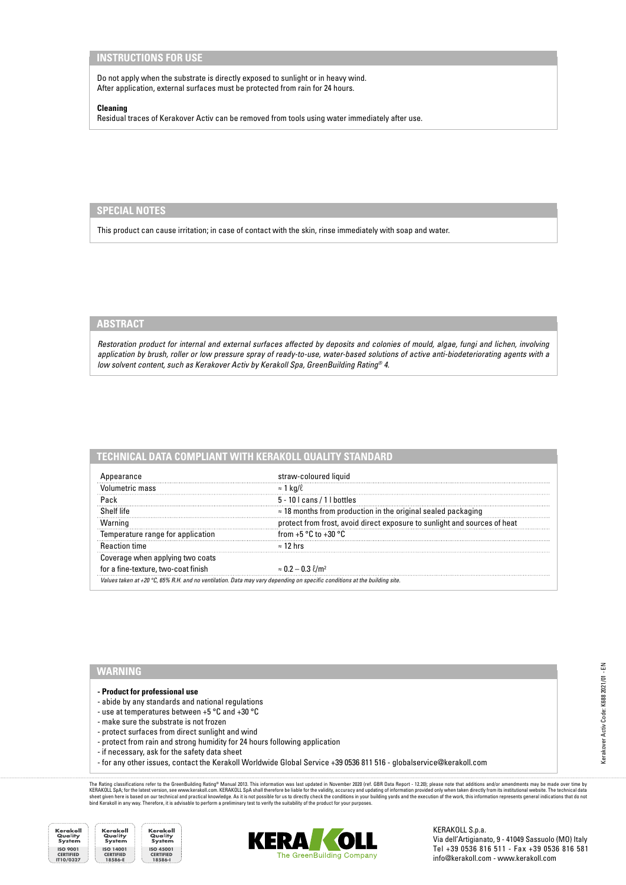## INSTRUCTIONS FOR USE

Do not apply when the substrate is directly exposed to sunlight or in heavy wind.
After application, external surfaces must be protected from rain for 24 hours.

**Cleaning**
Residual traces of Kerakover Activ can be removed from tools using water immediately after use.

## SPECIAL NOTES

This product can cause irritation; in case of contact with the skin, rinse immediately with soap and water.

## ABSTRACT

*Restoration product for internal and external surfaces affected by deposits and colonies of mould, algae, fungi and lichen, involving application by brush, roller or low pressure spray of ready-to-use, water-based solutions of active anti-biodeteriorating agents with a low solvent content, such as Kerakover Activ by Kerakoll Spa, GreenBuilding Rating® 4.*

## TECHNICAL DATA COMPLIANT WITH KERAKOLL QUALITY STANDARD

| | |
|---|---|
| Appearance | straw-coloured liquid |
| Volumetric mass | ≈ 1 kg/ℓ |
| Pack | 5 - 10 l cans / 1 l bottles |
| Shelf life | ≈ 18 months from production in the original sealed packaging |
| Warning | protect from frost, avoid direct exposure to sunlight and sources of heat |
| Temperature range for application | from +5 °C to +30 °C |
| Reaction time | ≈ 12 hrs |
| Coverage when applying two coats for a fine-texture, two-coat finish | ≈ 0.2 – 0.3 ℓ/m² |

*Values taken at +20 °C, 65% R.H. and no ventilation. Data may vary depending on specific conditions at the building site.*

## WARNING

- **Product for professional use**
- abide by any standards and national regulations
- use at temperatures between +5 °C and +30 °C
- make sure the substrate is not frozen
- protect surfaces from direct sunlight and wind
- protect from rain and strong humidity for 24 hours following application
- if necessary, ask for the safety data sheet
- for any other issues, contact the Kerakoll Worldwide Global Service +39 0536 811 516 - globalservice@kerakoll.com

The Rating classifications refer to the GreenBuilding Rating® Manual 2013. This information was last updated in November 2020 (ref. GBR Data Report - 12.20); please note that additions and/or amendments may be made over time by KERAKOLL SpA; for the latest version, see www.kerakoll.com. KERAKOLL SpA shall therefore be liable for the validity, accuracy and updating of information provided only when taken directly from its institutional website. The technical data sheet given here is based on our technical and practical knowledge. As it is not possible for us to directly check the conditions in your building yards and the execution of the work, this information represents general indications that do not bind Kerakoll in any way. Therefore, it is advisable to perform a preliminary test to verify the suitability of the product for your purposes.

Kerakover Activ Code: K688 2021/01 - EN

Kerakoll Quality System ISO 9001 CERTIFIED IT10/0327
Kerakoll Quality System ISO 14001 CERTIFIED 18586-E
Kerakoll Quality System ISO 45001 CERTIFIED 18586-I

KERAKOLL The GreenBuilding Company

KERAKOLL S.p.a.
Via dell'Artigianato, 9 - 41049 Sassuolo (MO) Italy
Tel +39 0536 816 511 - Fax +39 0536 816 581
info@kerakoll.com - www.kerakoll.com